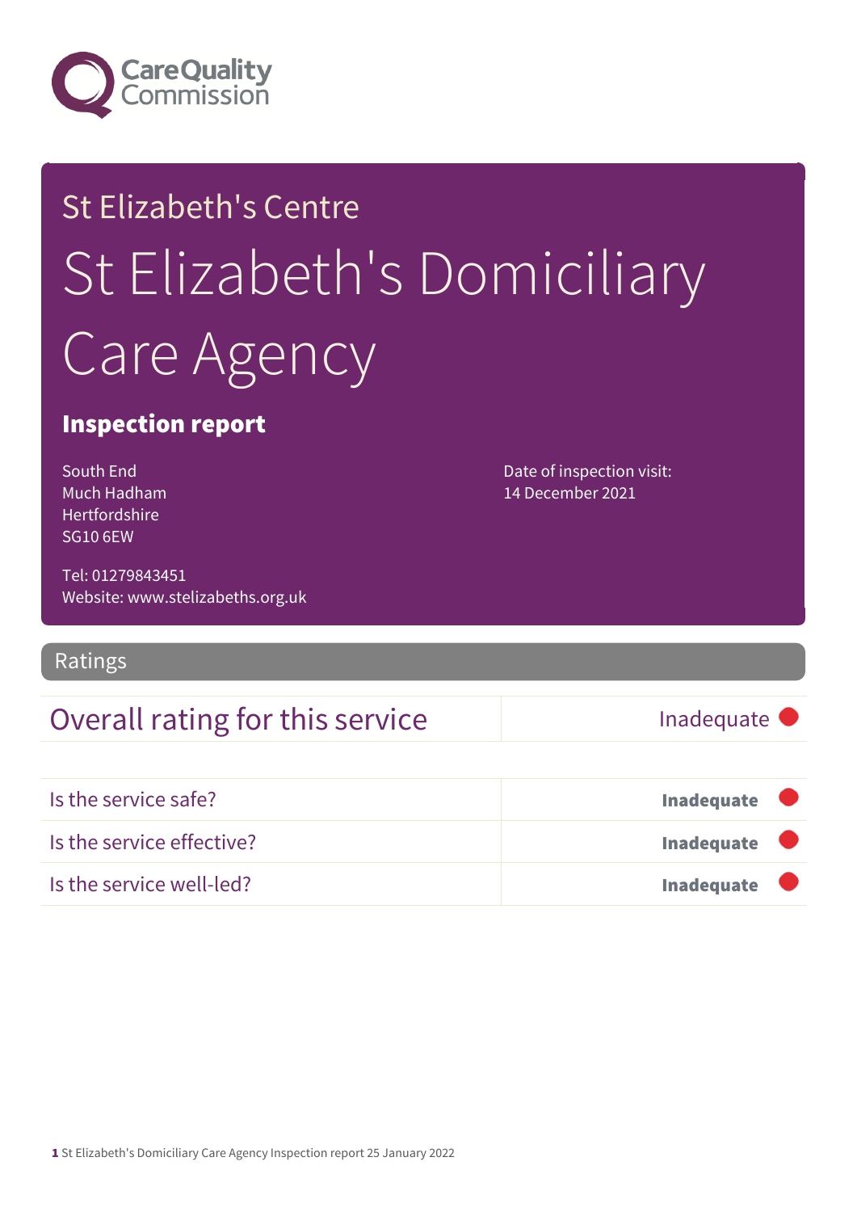Care Quality Commission

# St Elizabeth's Centre

# St Elizabeth's Domiciliary Care Agency

## Inspection report

South End
Much Hadham
Hertfordshire
SG10 6EW

Tel: 01279843451
Website: www.stelizabeths.org.uk

Date of inspection visit:
14 December 2021

## Ratings

| Overall rating for this service | Inadequate |
| --- | --- |

| Is the service safe? | **Inadequate** |
| --- | --- |
| Is the service effective? | **Inadequate** |
| Is the service well-led? | **Inadequate** |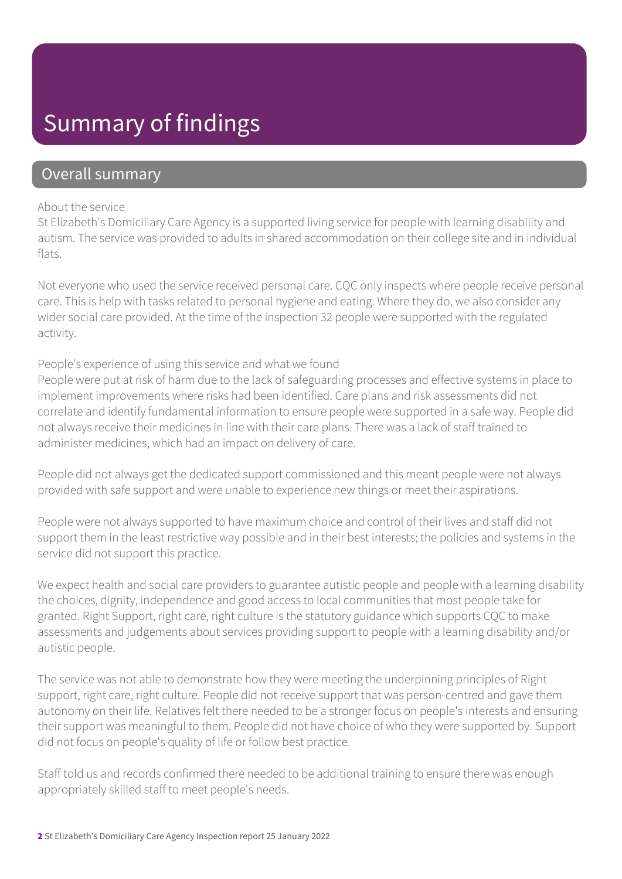# Summary of findings

## Overall summary

About the service

St Elizabeth's Domiciliary Care Agency is a supported living service for people with learning disability and autism. The service was provided to adults in shared accommodation on their college site and in individual flats.

Not everyone who used the service received personal care. CQC only inspects where people receive personal care. This is help with tasks related to personal hygiene and eating. Where they do, we also consider any wider social care provided. At the time of the inspection 32 people were supported with the regulated activity.

People's experience of using this service and what we found

People were put at risk of harm due to the lack of safeguarding processes and effective systems in place to implement improvements where risks had been identified. Care plans and risk assessments did not correlate and identify fundamental information to ensure people were supported in a safe way. People did not always receive their medicines in line with their care plans. There was a lack of staff trained to administer medicines, which had an impact on delivery of care.

People did not always get the dedicated support commissioned and this meant people were not always provided with safe support and were unable to experience new things or meet their aspirations.

People were not always supported to have maximum choice and control of their lives and staff did not support them in the least restrictive way possible and in their best interests; the policies and systems in the service did not support this practice.

We expect health and social care providers to guarantee autistic people and people with a learning disability the choices, dignity, independence and good access to local communities that most people take for granted. Right Support, right care, right culture is the statutory guidance which supports CQC to make assessments and judgements about services providing support to people with a learning disability and/or autistic people.

The service was not able to demonstrate how they were meeting the underpinning principles of Right support, right care, right culture. People did not receive support that was person-centred and gave them autonomy on their life. Relatives felt there needed to be a stronger focus on people's interests and ensuring their support was meaningful to them. People did not have choice of who they were supported by. Support did not focus on people's quality of life or follow best practice.

Staff told us and records confirmed there needed to be additional training to ensure there was enough appropriately skilled staff to meet people's needs.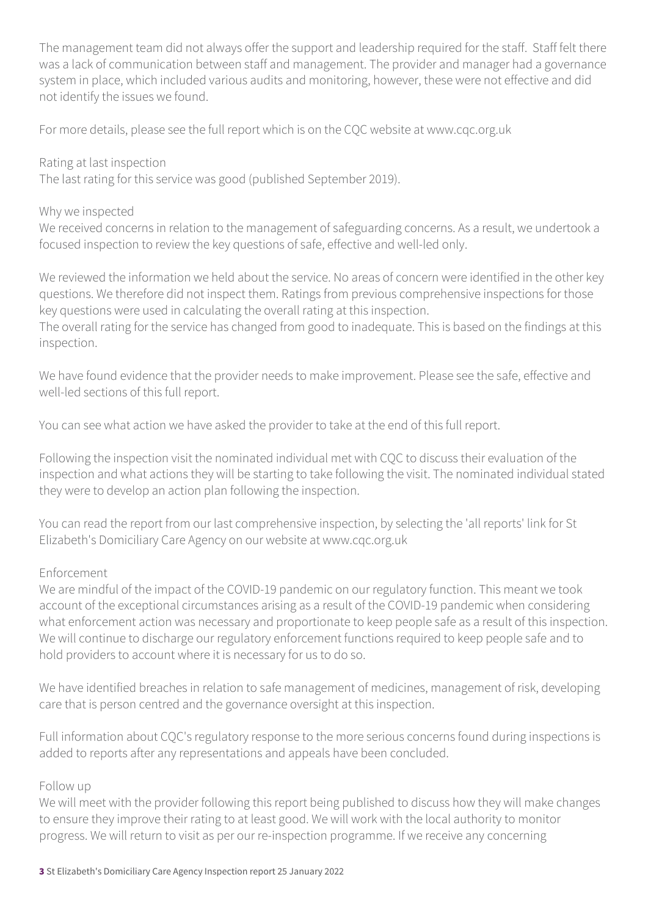The management team did not always offer the support and leadership required for the staff. Staff felt there was a lack of communication between staff and management. The provider and manager had a governance system in place, which included various audits and monitoring, however, these were not effective and did not identify the issues we found.

For more details, please see the full report which is on the CQC website at www.cqc.org.uk

Rating at last inspection
The last rating for this service was good (published September 2019).

Why we inspected
We received concerns in relation to the management of safeguarding concerns. As a result, we undertook a focused inspection to review the key questions of safe, effective and well-led only.

We reviewed the information we held about the service. No areas of concern were identified in the other key questions. We therefore did not inspect them. Ratings from previous comprehensive inspections for those key questions were used in calculating the overall rating at this inspection.
The overall rating for the service has changed from good to inadequate. This is based on the findings at this inspection.

We have found evidence that the provider needs to make improvement. Please see the safe, effective and well-led sections of this full report.

You can see what action we have asked the provider to take at the end of this full report.

Following the inspection visit the nominated individual met with CQC to discuss their evaluation of the inspection and what actions they will be starting to take following the visit. The nominated individual stated they were to develop an action plan following the inspection.

You can read the report from our last comprehensive inspection, by selecting the 'all reports' link for St Elizabeth's Domiciliary Care Agency on our website at www.cqc.org.uk

Enforcement
We are mindful of the impact of the COVID-19 pandemic on our regulatory function. This meant we took account of the exceptional circumstances arising as a result of the COVID-19 pandemic when considering what enforcement action was necessary and proportionate to keep people safe as a result of this inspection. We will continue to discharge our regulatory enforcement functions required to keep people safe and to hold providers to account where it is necessary for us to do so.

We have identified breaches in relation to safe management of medicines, management of risk, developing care that is person centred and the governance oversight at this inspection.

Full information about CQC's regulatory response to the more serious concerns found during inspections is added to reports after any representations and appeals have been concluded.

Follow up
We will meet with the provider following this report being published to discuss how they will make changes to ensure they improve their rating to at least good. We will work with the local authority to monitor progress. We will return to visit as per our re-inspection programme. If we receive any concerning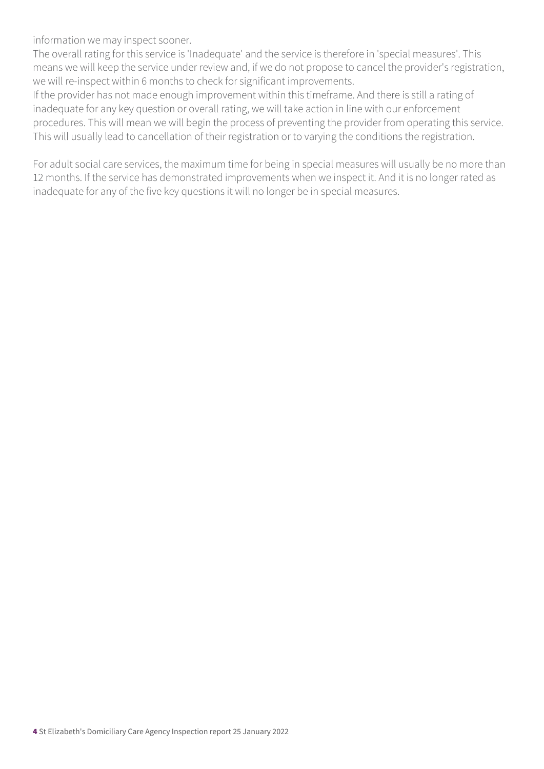information we may inspect sooner.
The overall rating for this service is 'Inadequate' and the service is therefore in 'special measures'. This means we will keep the service under review and, if we do not propose to cancel the provider's registration, we will re-inspect within 6 months to check for significant improvements.
If the provider has not made enough improvement within this timeframe. And there is still a rating of inadequate for any key question or overall rating, we will take action in line with our enforcement procedures. This will mean we will begin the process of preventing the provider from operating this service. This will usually lead to cancellation of their registration or to varying the conditions the registration.

For adult social care services, the maximum time for being in special measures will usually be no more than 12 months. If the service has demonstrated improvements when we inspect it. And it is no longer rated as inadequate for any of the five key questions it will no longer be in special measures.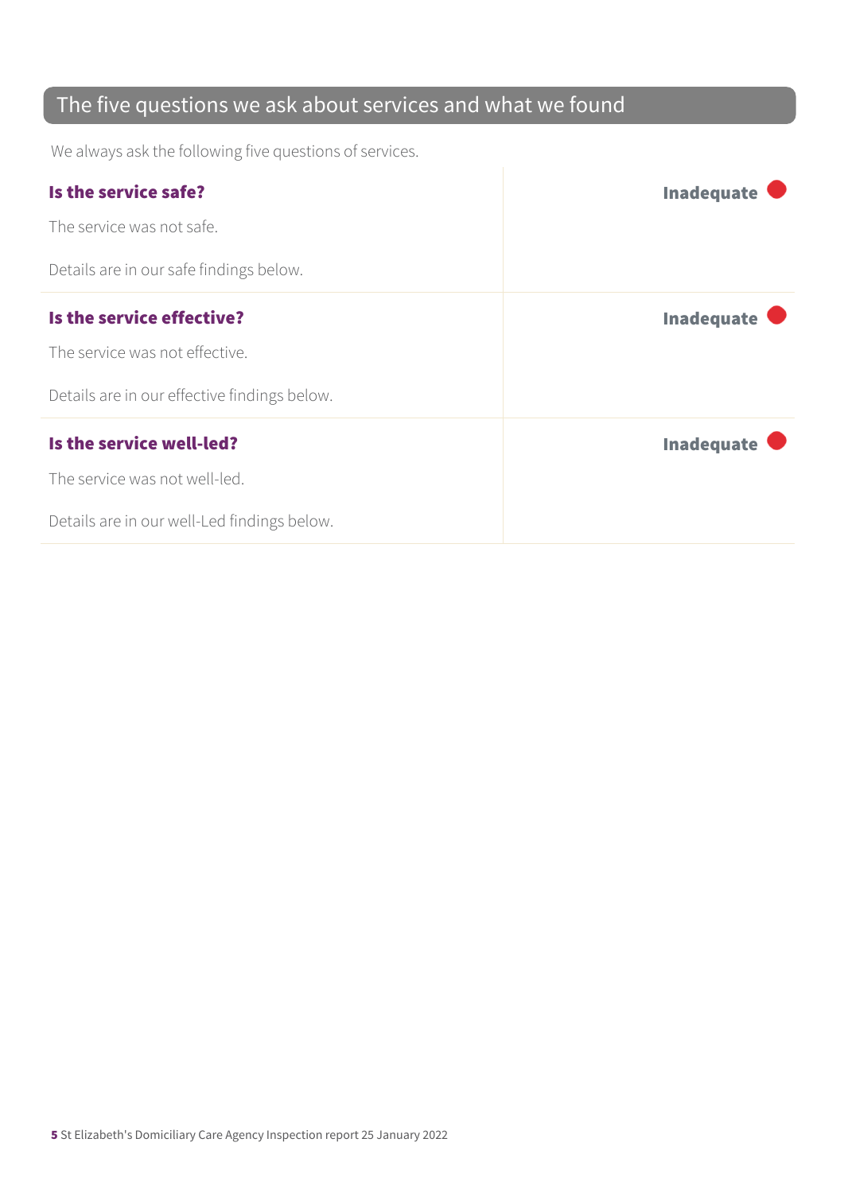## The five questions we ask about services and what we found

We always ask the following five questions of services.

| | |
|---|---|
| **Is the service safe?**<br><br>The service was not safe.<br><br>Details are in our safe findings below. | **Inadequate** |
| **Is the service effective?**<br><br>The service was not effective.<br><br>Details are in our effective findings below. | **Inadequate** |
| **Is the service well-led?**<br><br>The service was not well-led.<br><br>Details are in our well-Led findings below. | **Inadequate** |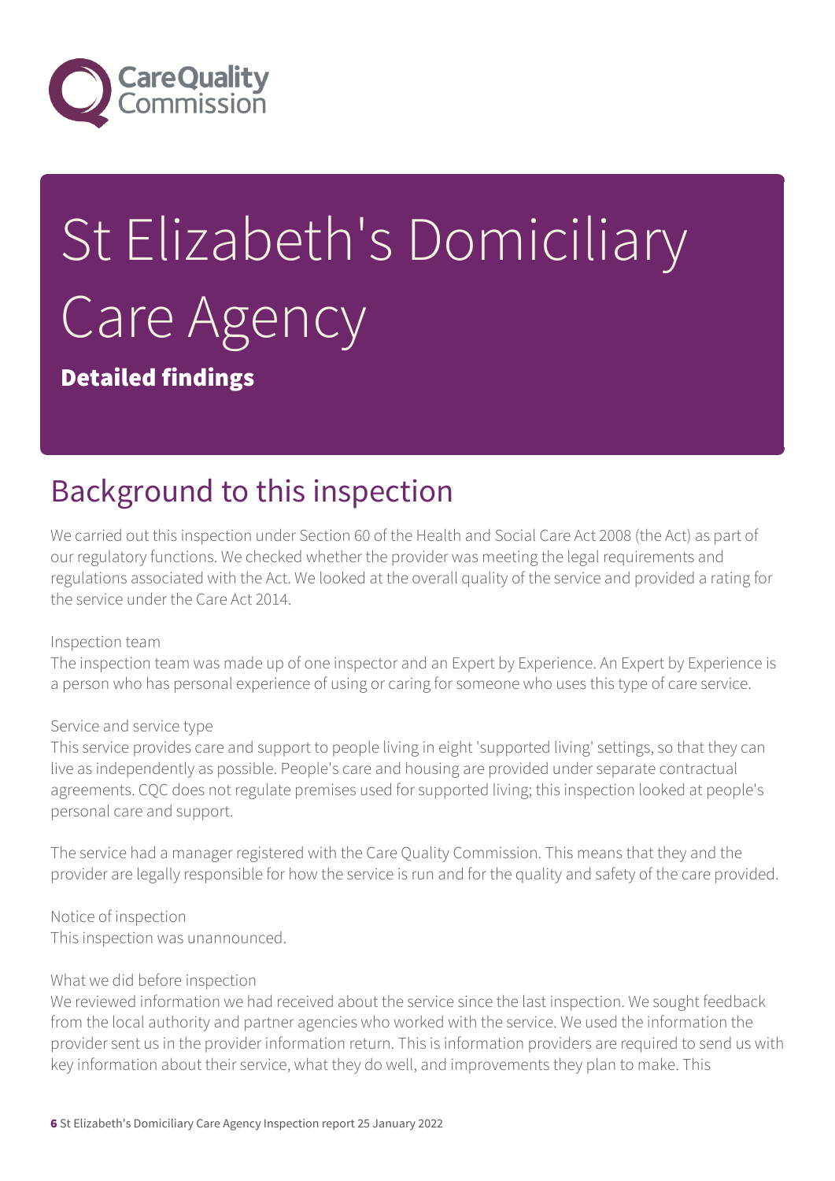# St Elizabeth's Domiciliary Care Agency

**Detailed findings**

## Background to this inspection

We carried out this inspection under Section 60 of the Health and Social Care Act 2008 (the Act) as part of our regulatory functions. We checked whether the provider was meeting the legal requirements and regulations associated with the Act. We looked at the overall quality of the service and provided a rating for the service under the Care Act 2014.

Inspection team
The inspection team was made up of one inspector and an Expert by Experience. An Expert by Experience is a person who has personal experience of using or caring for someone who uses this type of care service.

Service and service type
This service provides care and support to people living in eight 'supported living' settings, so that they can live as independently as possible. People's care and housing are provided under separate contractual agreements. CQC does not regulate premises used for supported living; this inspection looked at people's personal care and support.

The service had a manager registered with the Care Quality Commission. This means that they and the provider are legally responsible for how the service is run and for the quality and safety of the care provided.

Notice of inspection
This inspection was unannounced.

What we did before inspection
We reviewed information we had received about the service since the last inspection. We sought feedback from the local authority and partner agencies who worked with the service. We used the information the provider sent us in the provider information return. This is information providers are required to send us with key information about their service, what they do well, and improvements they plan to make. This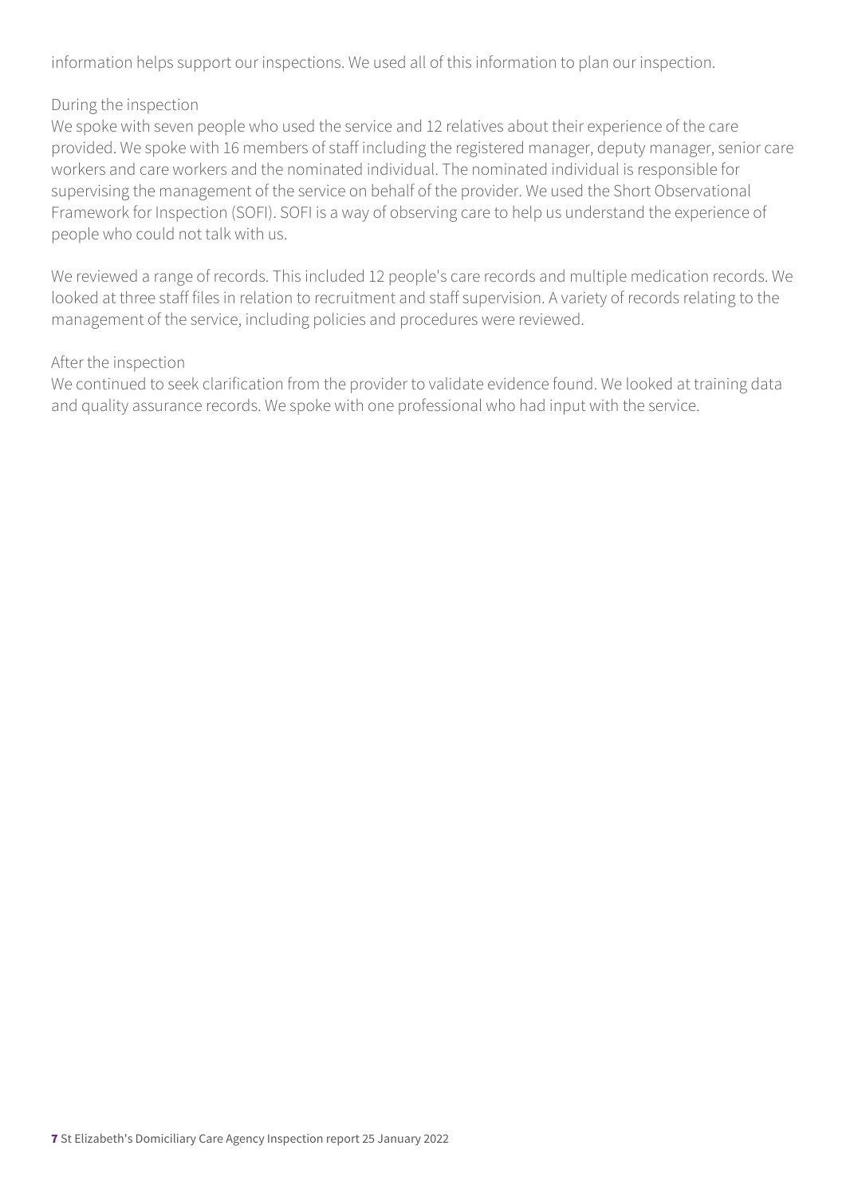information helps support our inspections. We used all of this information to plan our inspection.

During the inspection

We spoke with seven people who used the service and 12 relatives about their experience of the care provided. We spoke with 16 members of staff including the registered manager, deputy manager, senior care workers and care workers and the nominated individual. The nominated individual is responsible for supervising the management of the service on behalf of the provider. We used the Short Observational Framework for Inspection (SOFI). SOFI is a way of observing care to help us understand the experience of people who could not talk with us.

We reviewed a range of records. This included 12 people's care records and multiple medication records. We looked at three staff files in relation to recruitment and staff supervision. A variety of records relating to the management of the service, including policies and procedures were reviewed.

After the inspection

We continued to seek clarification from the provider to validate evidence found. We looked at training data and quality assurance records. We spoke with one professional who had input with the service.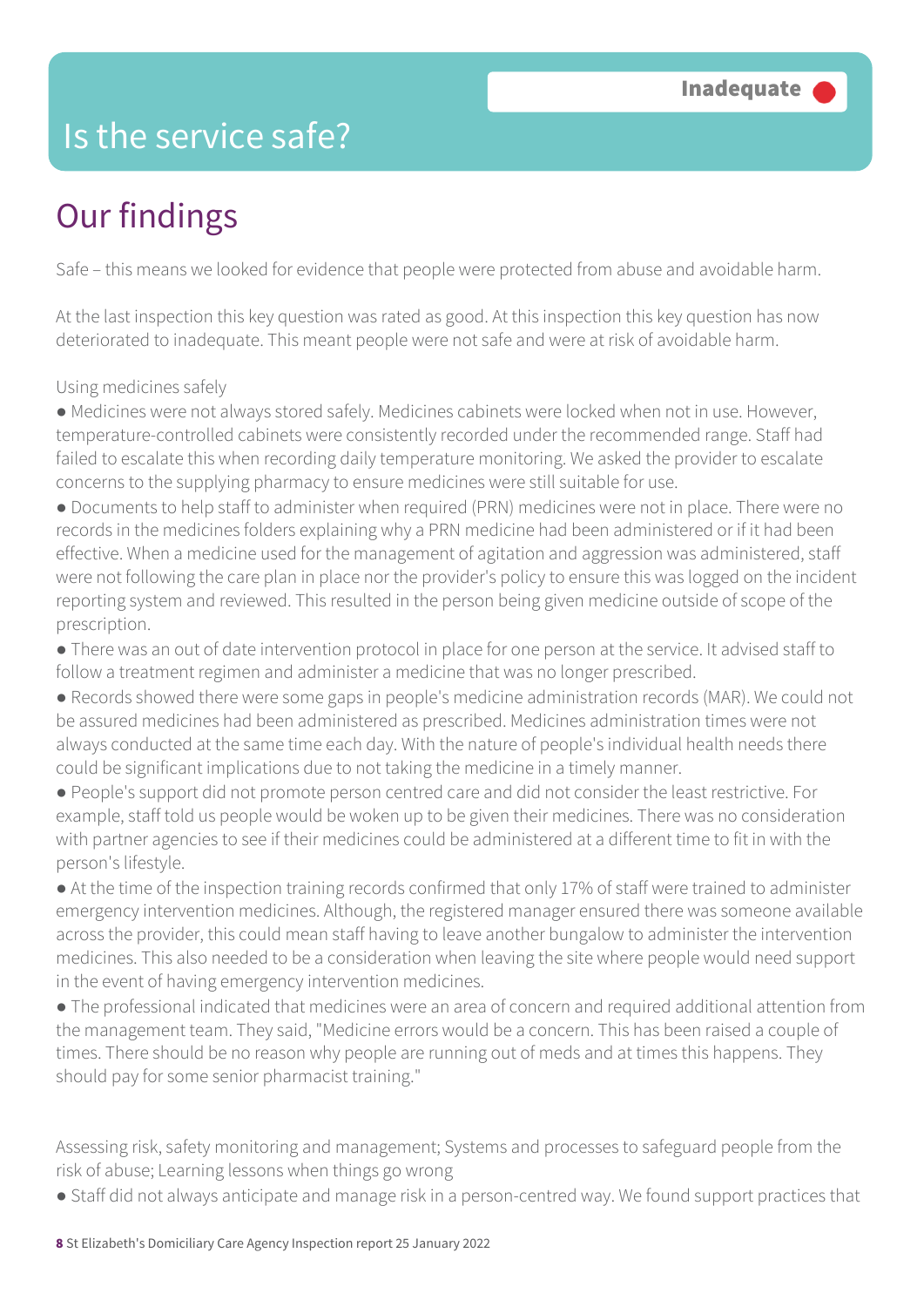# Is the service safe?

**Inadequate**

## Our findings

Safe – this means we looked for evidence that people were protected from abuse and avoidable harm.

At the last inspection this key question was rated as good. At this inspection this key question has now deteriorated to inadequate. This meant people were not safe and were at risk of avoidable harm.

Using medicines safely

- Medicines were not always stored safely. Medicines cabinets were locked when not in use. However, temperature-controlled cabinets were consistently recorded under the recommended range. Staff had failed to escalate this when recording daily temperature monitoring. We asked the provider to escalate concerns to the supplying pharmacy to ensure medicines were still suitable for use.
- Documents to help staff to administer when required (PRN) medicines were not in place. There were no records in the medicines folders explaining why a PRN medicine had been administered or if it had been effective. When a medicine used for the management of agitation and aggression was administered, staff were not following the care plan in place nor the provider's policy to ensure this was logged on the incident reporting system and reviewed. This resulted in the person being given medicine outside of scope of the prescription.
- There was an out of date intervention protocol in place for one person at the service. It advised staff to follow a treatment regimen and administer a medicine that was no longer prescribed.
- Records showed there were some gaps in people's medicine administration records (MAR). We could not be assured medicines had been administered as prescribed. Medicines administration times were not always conducted at the same time each day. With the nature of people's individual health needs there could be significant implications due to not taking the medicine in a timely manner.
- People's support did not promote person centred care and did not consider the least restrictive. For example, staff told us people would be woken up to be given their medicines. There was no consideration with partner agencies to see if their medicines could be administered at a different time to fit in with the person's lifestyle.
- At the time of the inspection training records confirmed that only 17% of staff were trained to administer emergency intervention medicines. Although, the registered manager ensured there was someone available across the provider, this could mean staff having to leave another bungalow to administer the intervention medicines. This also needed to be a consideration when leaving the site where people would need support in the event of having emergency intervention medicines.
- The professional indicated that medicines were an area of concern and required additional attention from the management team. They said, "Medicine errors would be a concern. This has been raised a couple of times. There should be no reason why people are running out of meds and at times this happens. They should pay for some senior pharmacist training."

Assessing risk, safety monitoring and management; Systems and processes to safeguard people from the risk of abuse; Learning lessons when things go wrong

- Staff did not always anticipate and manage risk in a person-centred way. We found support practices that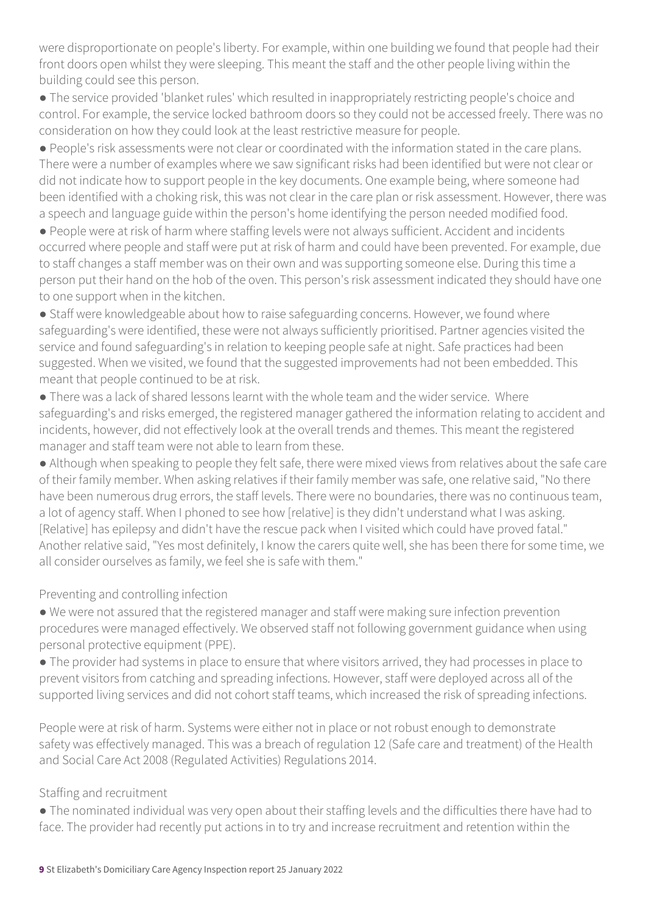were disproportionate on people's liberty. For example, within one building we found that people had their front doors open whilst they were sleeping. This meant the staff and the other people living within the building could see this person.

- The service provided 'blanket rules' which resulted in inappropriately restricting people's choice and control. For example, the service locked bathroom doors so they could not be accessed freely. There was no consideration on how they could look at the least restrictive measure for people.
- People's risk assessments were not clear or coordinated with the information stated in the care plans. There were a number of examples where we saw significant risks had been identified but were not clear or did not indicate how to support people in the key documents. One example being, where someone had been identified with a choking risk, this was not clear in the care plan or risk assessment. However, there was a speech and language guide within the person's home identifying the person needed modified food.
- People were at risk of harm where staffing levels were not always sufficient. Accident and incidents occurred where people and staff were put at risk of harm and could have been prevented. For example, due to staff changes a staff member was on their own and was supporting someone else. During this time a person put their hand on the hob of the oven. This person's risk assessment indicated they should have one to one support when in the kitchen.
- Staff were knowledgeable about how to raise safeguarding concerns. However, we found where safeguarding's were identified, these were not always sufficiently prioritised. Partner agencies visited the service and found safeguarding's in relation to keeping people safe at night. Safe practices had been suggested. When we visited, we found that the suggested improvements had not been embedded. This meant that people continued to be at risk.
- There was a lack of shared lessons learnt with the whole team and the wider service. Where safeguarding's and risks emerged, the registered manager gathered the information relating to accident and incidents, however, did not effectively look at the overall trends and themes. This meant the registered manager and staff team were not able to learn from these.
- Although when speaking to people they felt safe, there were mixed views from relatives about the safe care of their family member. When asking relatives if their family member was safe, one relative said, "No there have been numerous drug errors, the staff levels. There were no boundaries, there was no continuous team, a lot of agency staff. When I phoned to see how [relative] is they didn't understand what I was asking. [Relative] has epilepsy and didn't have the rescue pack when I visited which could have proved fatal." Another relative said, "Yes most definitely, I know the carers quite well, she has been there for some time, we all consider ourselves as family, we feel she is safe with them."

Preventing and controlling infection

- We were not assured that the registered manager and staff were making sure infection prevention procedures were managed effectively. We observed staff not following government guidance when using personal protective equipment (PPE).
- The provider had systems in place to ensure that where visitors arrived, they had processes in place to prevent visitors from catching and spreading infections. However, staff were deployed across all of the supported living services and did not cohort staff teams, which increased the risk of spreading infections.

People were at risk of harm. Systems were either not in place or not robust enough to demonstrate safety was effectively managed. This was a breach of regulation 12 (Safe care and treatment) of the Health and Social Care Act 2008 (Regulated Activities) Regulations 2014.

Staffing and recruitment

- The nominated individual was very open about their staffing levels and the difficulties there have had to face. The provider had recently put actions in to try and increase recruitment and retention within the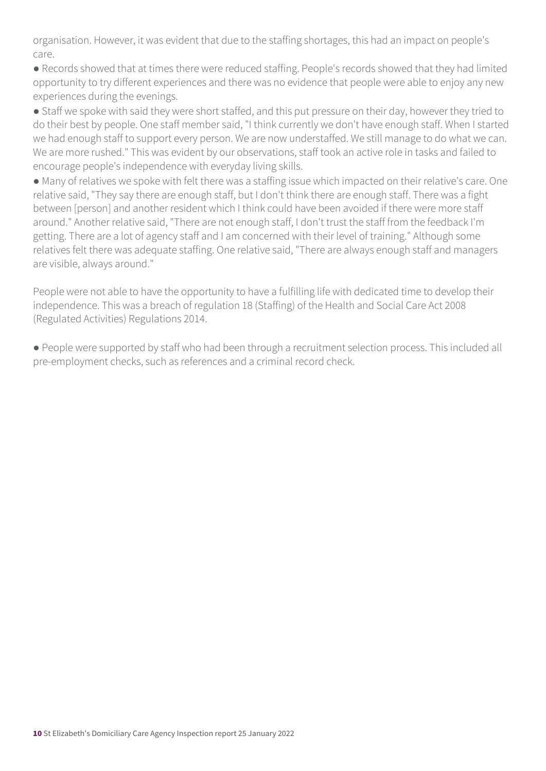organisation. However, it was evident that due to the staffing shortages, this had an impact on people's care.

- Records showed that at times there were reduced staffing. People's records showed that they had limited opportunity to try different experiences and there was no evidence that people were able to enjoy any new experiences during the evenings.
- Staff we spoke with said they were short staffed, and this put pressure on their day, however they tried to do their best by people. One staff member said, "I think currently we don't have enough staff. When I started we had enough staff to support every person. We are now understaffed. We still manage to do what we can. We are more rushed." This was evident by our observations, staff took an active role in tasks and failed to encourage people's independence with everyday living skills.
- Many of relatives we spoke with felt there was a staffing issue which impacted on their relative's care. One relative said, "They say there are enough staff, but I don't think there are enough staff. There was a fight between [person] and another resident which I think could have been avoided if there were more staff around." Another relative said, "There are not enough staff, I don't trust the staff from the feedback I'm getting. There are a lot of agency staff and I am concerned with their level of training." Although some relatives felt there was adequate staffing. One relative said, "There are always enough staff and managers are visible, always around."

People were not able to have the opportunity to have a fulfilling life with dedicated time to develop their independence. This was a breach of regulation 18 (Staffing) of the Health and Social Care Act 2008 (Regulated Activities) Regulations 2014.

- People were supported by staff who had been through a recruitment selection process. This included all pre-employment checks, such as references and a criminal record check.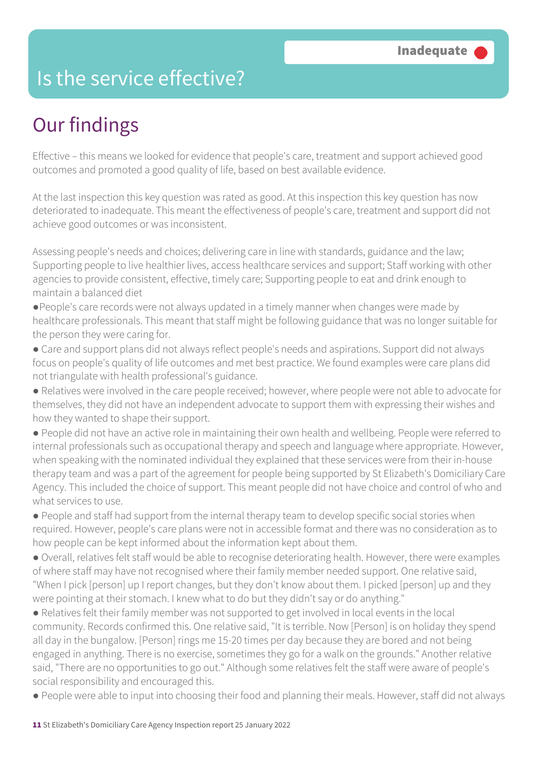Inadequate

# Is the service effective?

## Our findings

Effective – this means we looked for evidence that people's care, treatment and support achieved good outcomes and promoted a good quality of life, based on best available evidence.

At the last inspection this key question was rated as good. At this inspection this key question has now deteriorated to inadequate. This meant the effectiveness of people's care, treatment and support did not achieve good outcomes or was inconsistent.

Assessing people's needs and choices; delivering care in line with standards, guidance and the law; Supporting people to live healthier lives, access healthcare services and support; Staff working with other agencies to provide consistent, effective, timely care; Supporting people to eat and drink enough to maintain a balanced diet

- People's care records were not always updated in a timely manner when changes were made by healthcare professionals. This meant that staff might be following guidance that was no longer suitable for the person they were caring for.
- Care and support plans did not always reflect people's needs and aspirations. Support did not always focus on people's quality of life outcomes and met best practice. We found examples were care plans did not triangulate with health professional's guidance.
- Relatives were involved in the care people received; however, where people were not able to advocate for themselves, they did not have an independent advocate to support them with expressing their wishes and how they wanted to shape their support.
- People did not have an active role in maintaining their own health and wellbeing. People were referred to internal professionals such as occupational therapy and speech and language where appropriate. However, when speaking with the nominated individual they explained that these services were from their in-house therapy team and was a part of the agreement for people being supported by St Elizabeth's Domiciliary Care Agency. This included the choice of support. This meant people did not have choice and control of who and what services to use.
- People and staff had support from the internal therapy team to develop specific social stories when required. However, people's care plans were not in accessible format and there was no consideration as to how people can be kept informed about the information kept about them.
- Overall, relatives felt staff would be able to recognise deteriorating health. However, there were examples of where staff may have not recognised where their family member needed support. One relative said, "When I pick [person] up I report changes, but they don't know about them. I picked [person] up and they were pointing at their stomach. I knew what to do but they didn't say or do anything."
- Relatives felt their family member was not supported to get involved in local events in the local community. Records confirmed this. One relative said, "It is terrible. Now [Person] is on holiday they spend all day in the bungalow. [Person] rings me 15-20 times per day because they are bored and not being engaged in anything. There is no exercise, sometimes they go for a walk on the grounds." Another relative said, "There are no opportunities to go out." Although some relatives felt the staff were aware of people's social responsibility and encouraged this.
- People were able to input into choosing their food and planning their meals. However, staff did not always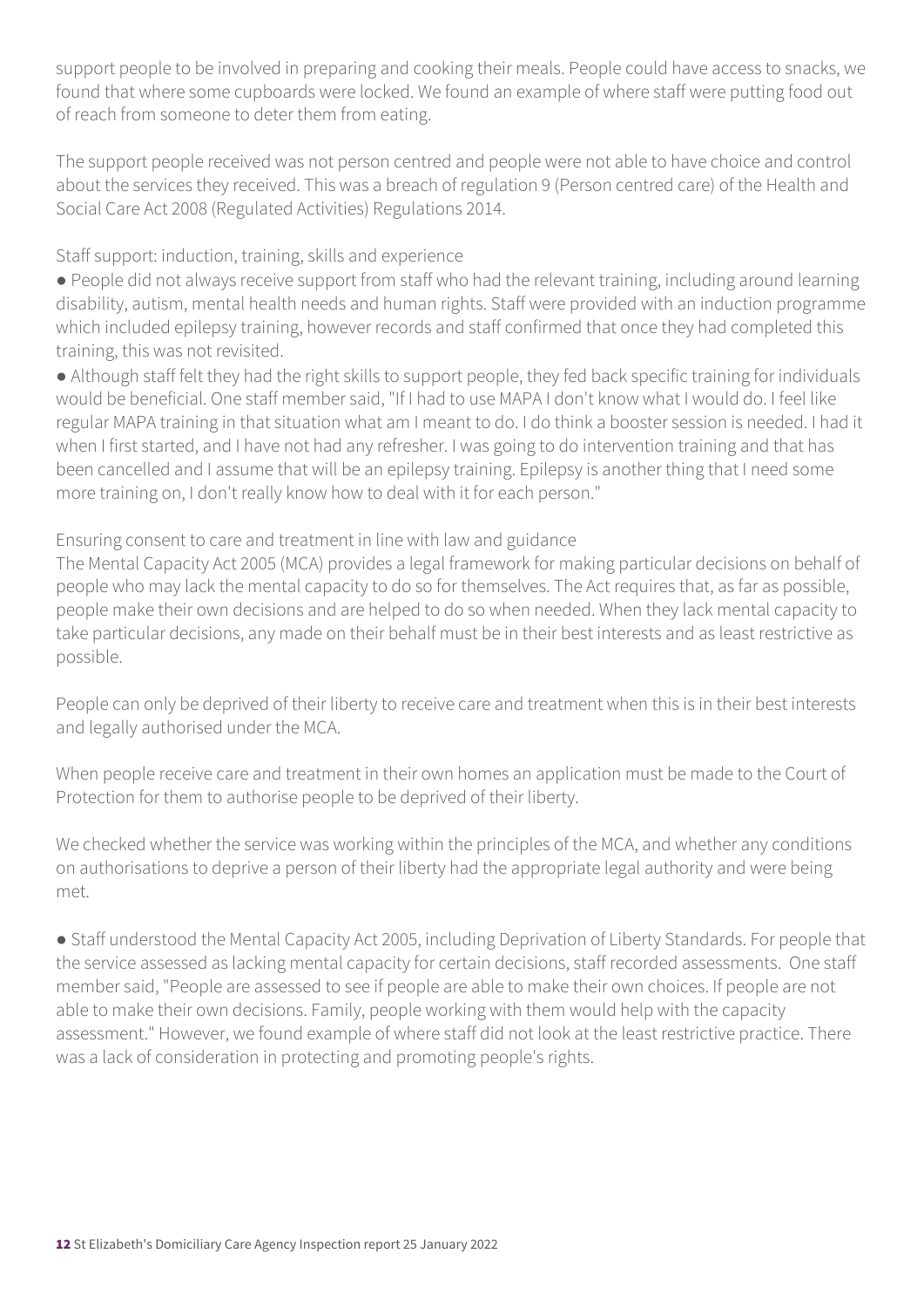support people to be involved in preparing and cooking their meals. People could have access to snacks, we found that where some cupboards were locked. We found an example of where staff were putting food out of reach from someone to deter them from eating.

The support people received was not person centred and people were not able to have choice and control about the services they received. This was a breach of regulation 9 (Person centred care) of the Health and Social Care Act 2008 (Regulated Activities) Regulations 2014.

Staff support: induction, training, skills and experience

- People did not always receive support from staff who had the relevant training, including around learning disability, autism, mental health needs and human rights. Staff were provided with an induction programme which included epilepsy training, however records and staff confirmed that once they had completed this training, this was not revisited.
- Although staff felt they had the right skills to support people, they fed back specific training for individuals would be beneficial. One staff member said, "If I had to use MAPA I don't know what I would do. I feel like regular MAPA training in that situation what am I meant to do. I do think a booster session is needed. I had it when I first started, and I have not had any refresher. I was going to do intervention training and that has been cancelled and I assume that will be an epilepsy training. Epilepsy is another thing that I need some more training on, I don't really know how to deal with it for each person."

Ensuring consent to care and treatment in line with law and guidance

The Mental Capacity Act 2005 (MCA) provides a legal framework for making particular decisions on behalf of people who may lack the mental capacity to do so for themselves. The Act requires that, as far as possible, people make their own decisions and are helped to do so when needed. When they lack mental capacity to take particular decisions, any made on their behalf must be in their best interests and as least restrictive as possible.

People can only be deprived of their liberty to receive care and treatment when this is in their best interests and legally authorised under the MCA.

When people receive care and treatment in their own homes an application must be made to the Court of Protection for them to authorise people to be deprived of their liberty.

We checked whether the service was working within the principles of the MCA, and whether any conditions on authorisations to deprive a person of their liberty had the appropriate legal authority and were being met.

- Staff understood the Mental Capacity Act 2005, including Deprivation of Liberty Standards. For people that the service assessed as lacking mental capacity for certain decisions, staff recorded assessments. One staff member said, "People are assessed to see if people are able to make their own choices. If people are not able to make their own decisions. Family, people working with them would help with the capacity assessment." However, we found example of where staff did not look at the least restrictive practice. There was a lack of consideration in protecting and promoting people's rights.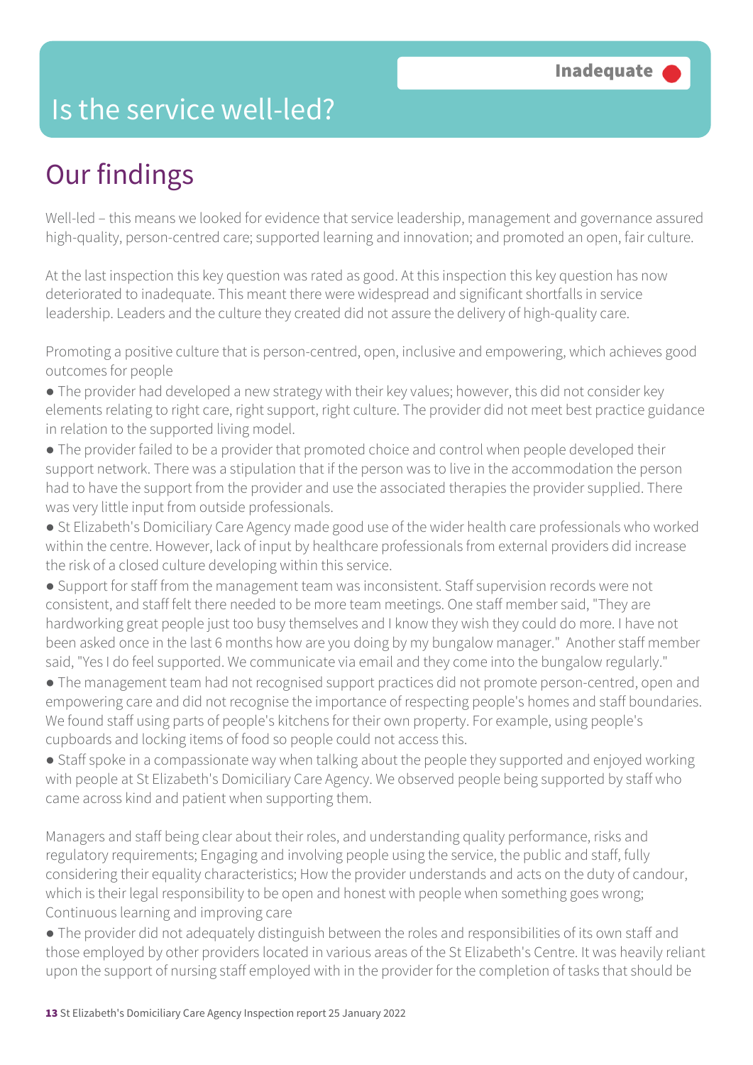# Is the service well-led?

**Inadequate**

## Our findings

Well-led – this means we looked for evidence that service leadership, management and governance assured high-quality, person-centred care; supported learning and innovation; and promoted an open, fair culture.

At the last inspection this key question was rated as good. At this inspection this key question has now deteriorated to inadequate. This meant there were widespread and significant shortfalls in service leadership. Leaders and the culture they created did not assure the delivery of high-quality care.

Promoting a positive culture that is person-centred, open, inclusive and empowering, which achieves good outcomes for people

- The provider had developed a new strategy with their key values; however, this did not consider key elements relating to right care, right support, right culture. The provider did not meet best practice guidance in relation to the supported living model.
- The provider failed to be a provider that promoted choice and control when people developed their support network. There was a stipulation that if the person was to live in the accommodation the person had to have the support from the provider and use the associated therapies the provider supplied. There was very little input from outside professionals.
- St Elizabeth's Domiciliary Care Agency made good use of the wider health care professionals who worked within the centre. However, lack of input by healthcare professionals from external providers did increase the risk of a closed culture developing within this service.
- Support for staff from the management team was inconsistent. Staff supervision records were not consistent, and staff felt there needed to be more team meetings. One staff member said, "They are hardworking great people just too busy themselves and I know they wish they could do more. I have not been asked once in the last 6 months how are you doing by my bungalow manager." Another staff member said, "Yes I do feel supported. We communicate via email and they come into the bungalow regularly."
- The management team had not recognised support practices did not promote person-centred, open and empowering care and did not recognise the importance of respecting people's homes and staff boundaries. We found staff using parts of people's kitchens for their own property. For example, using people's cupboards and locking items of food so people could not access this.
- Staff spoke in a compassionate way when talking about the people they supported and enjoyed working with people at St Elizabeth's Domiciliary Care Agency. We observed people being supported by staff who came across kind and patient when supporting them.

Managers and staff being clear about their roles, and understanding quality performance, risks and regulatory requirements; Engaging and involving people using the service, the public and staff, fully considering their equality characteristics; How the provider understands and acts on the duty of candour, which is their legal responsibility to be open and honest with people when something goes wrong; Continuous learning and improving care

- The provider did not adequately distinguish between the roles and responsibilities of its own staff and those employed by other providers located in various areas of the St Elizabeth's Centre. It was heavily reliant upon the support of nursing staff employed with in the provider for the completion of tasks that should be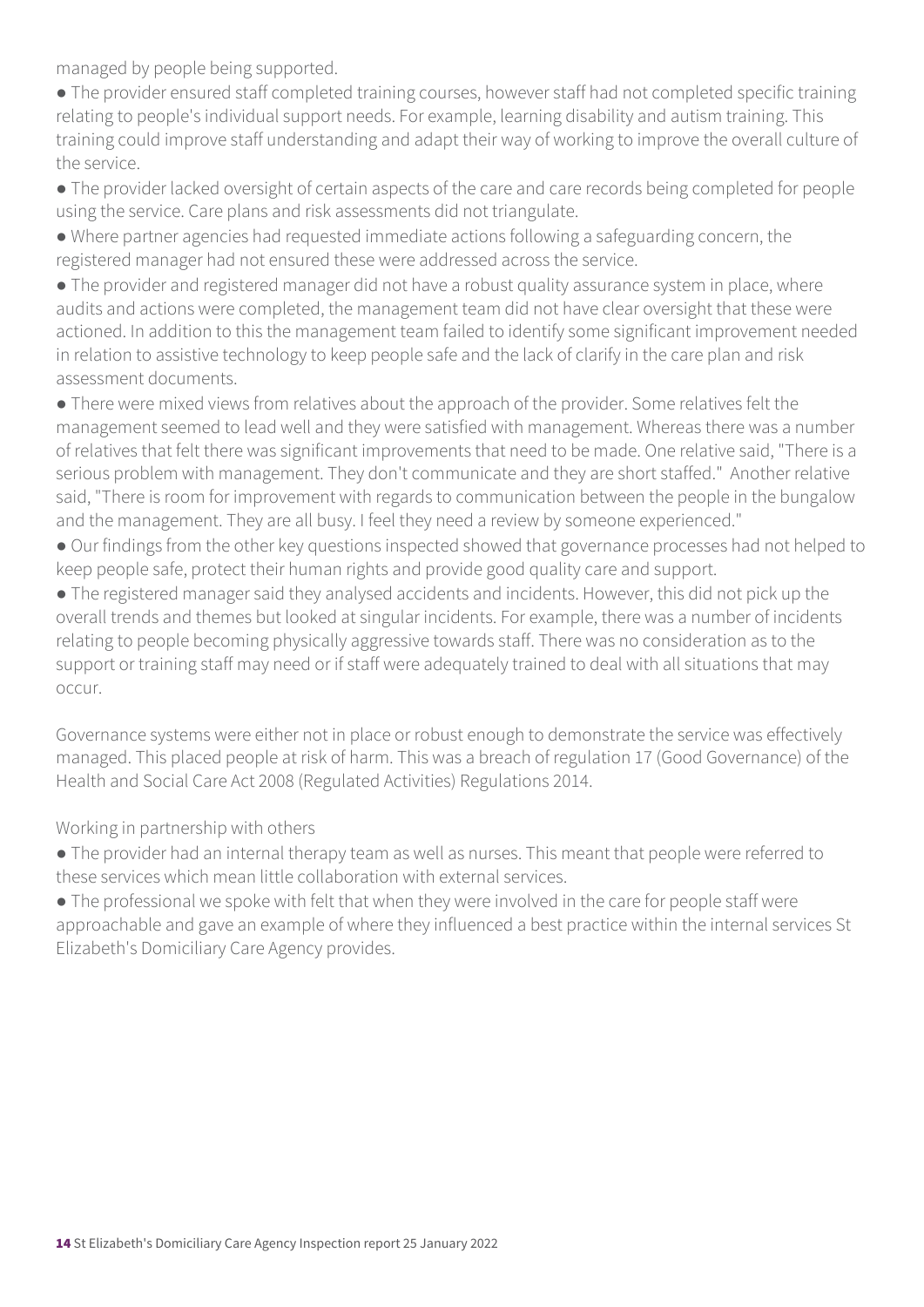managed by people being supported.

- The provider ensured staff completed training courses, however staff had not completed specific training relating to people's individual support needs. For example, learning disability and autism training. This training could improve staff understanding and adapt their way of working to improve the overall culture of the service.
- The provider lacked oversight of certain aspects of the care and care records being completed for people using the service. Care plans and risk assessments did not triangulate.
- Where partner agencies had requested immediate actions following a safeguarding concern, the registered manager had not ensured these were addressed across the service.
- The provider and registered manager did not have a robust quality assurance system in place, where audits and actions were completed, the management team did not have clear oversight that these were actioned. In addition to this the management team failed to identify some significant improvement needed in relation to assistive technology to keep people safe and the lack of clarify in the care plan and risk assessment documents.
- There were mixed views from relatives about the approach of the provider. Some relatives felt the management seemed to lead well and they were satisfied with management. Whereas there was a number of relatives that felt there was significant improvements that need to be made. One relative said, "There is a serious problem with management. They don't communicate and they are short staffed." Another relative said, "There is room for improvement with regards to communication between the people in the bungalow and the management. They are all busy. I feel they need a review by someone experienced."
- Our findings from the other key questions inspected showed that governance processes had not helped to keep people safe, protect their human rights and provide good quality care and support.
- The registered manager said they analysed accidents and incidents. However, this did not pick up the overall trends and themes but looked at singular incidents. For example, there was a number of incidents relating to people becoming physically aggressive towards staff. There was no consideration as to the support or training staff may need or if staff were adequately trained to deal with all situations that may occur.

Governance systems were either not in place or robust enough to demonstrate the service was effectively managed. This placed people at risk of harm. This was a breach of regulation 17 (Good Governance) of the Health and Social Care Act 2008 (Regulated Activities) Regulations 2014.

Working in partnership with others

- The provider had an internal therapy team as well as nurses. This meant that people were referred to these services which mean little collaboration with external services.
- The professional we spoke with felt that when they were involved in the care for people staff were approachable and gave an example of where they influenced a best practice within the internal services St Elizabeth's Domiciliary Care Agency provides.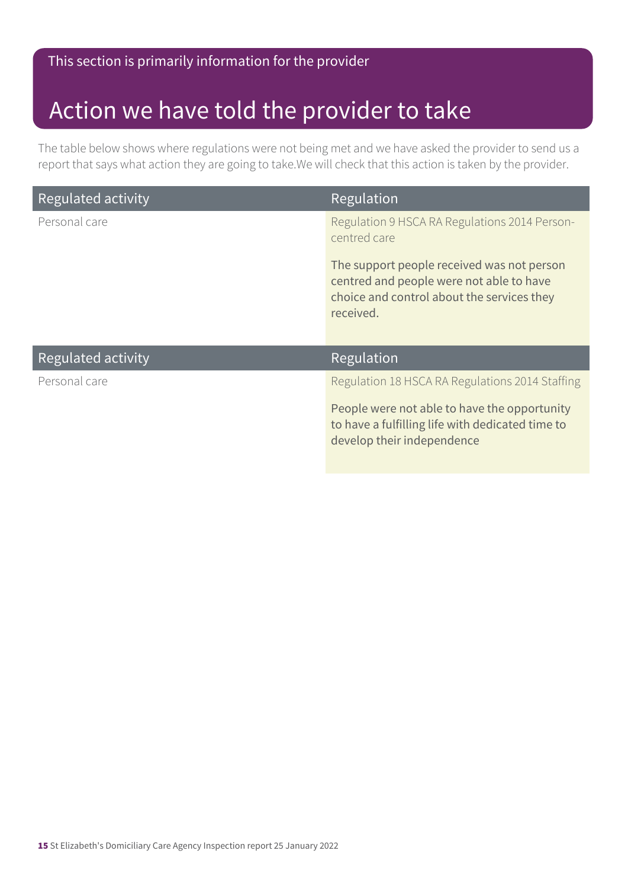This section is primarily information for the provider

# Action we have told the provider to take

The table below shows where regulations were not being met and we have asked the provider to send us a report that says what action they are going to take.We will check that this action is taken by the provider.

| Regulated activity | Regulation |
| --- | --- |
| Personal care | Regulation 9 HSCA RA Regulations 2014 Person-centred care<br><br>The support people received was not person centred and people were not able to have choice and control about the services they received. |

| Regulated activity | Regulation |
| --- | --- |
| Personal care | Regulation 18 HSCA RA Regulations 2014 Staffing<br><br>People were not able to have the opportunity to have a fulfilling life with dedicated time to develop their independence |